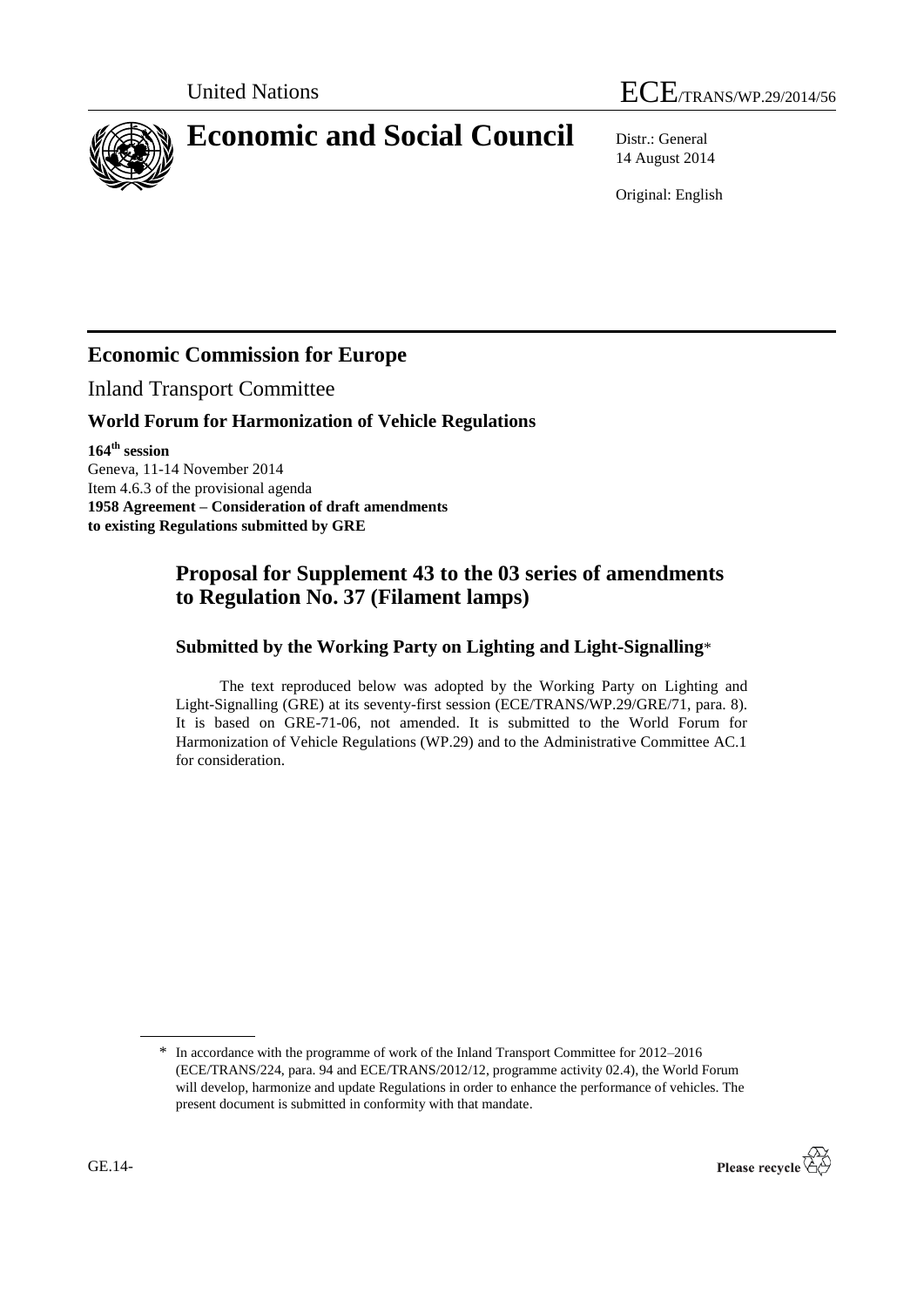United Nations

ECE/TRANS/WP.29/2014/56

# Economic and Social Council

Distr.: General
14 August 2014

Original: English

## Economic Commission for Europe

Inland Transport Committee

### World Forum for Harmonization of Vehicle Regulations

**164th session**
Geneva, 11-14 November 2014
Item 4.6.3 of the provisional agenda
**1958 Agreement – Consideration of draft amendments to existing Regulations submitted by GRE**

## Proposal for Supplement 43 to the 03 series of amendments to Regulation No. 37 (Filament lamps)

### Submitted by the Working Party on Lighting and Light-Signalling*

The text reproduced below was adopted by the Working Party on Lighting and Light-Signalling (GRE) at its seventy-first session (ECE/TRANS/WP.29/GRE/71, para. 8). It is based on GRE-71-06, not amended. It is submitted to the World Forum for Harmonization of Vehicle Regulations (WP.29) and to the Administrative Committee AC.1 for consideration.

* In accordance with the programme of work of the Inland Transport Committee for 2012–2016 (ECE/TRANS/224, para. 94 and ECE/TRANS/2012/12, programme activity 02.4), the World Forum will develop, harmonize and update Regulations in order to enhance the performance of vehicles. The present document is submitted in conformity with that mandate.

GE.14-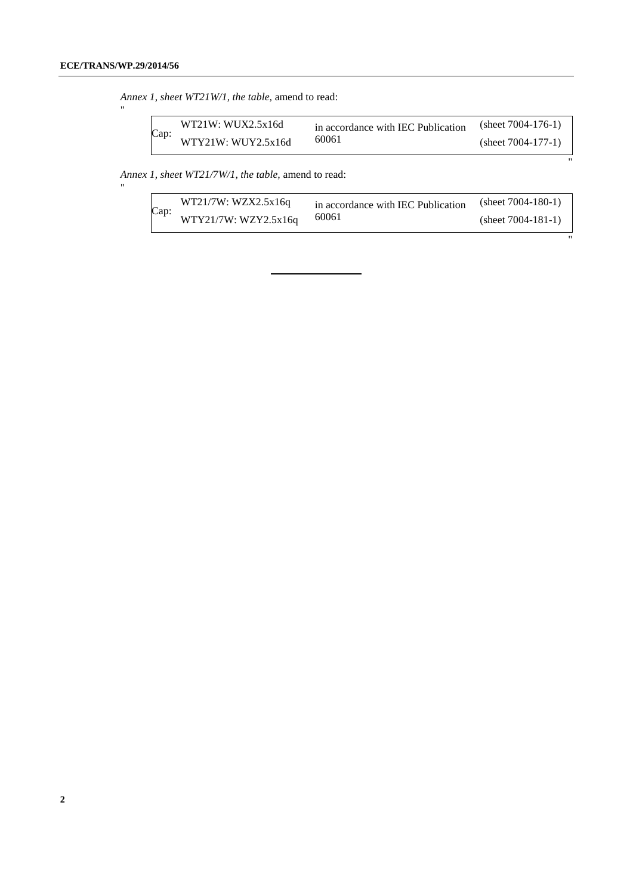*Annex 1, sheet WT21W/1, the table,* amend to read:

"

| | | | |
|---|---|---|---|
| Cap: | WT21W: WUX2.5x16d<br>WTY21W: WUY2.5x16d | in accordance with IEC Publication 60061 | (sheet 7004-176-1)<br>(sheet 7004-177-1) |

"

*Annex 1, sheet WT21/7W/1, the table,* amend to read:

"

| | | | |
|---|---|---|---|
| Cap: | WT21/7W: WZX2.5x16q<br>WTY21/7W: WZY2.5x16q | in accordance with IEC Publication 60061 | (sheet 7004-180-1)<br>(sheet 7004-181-1) |

"